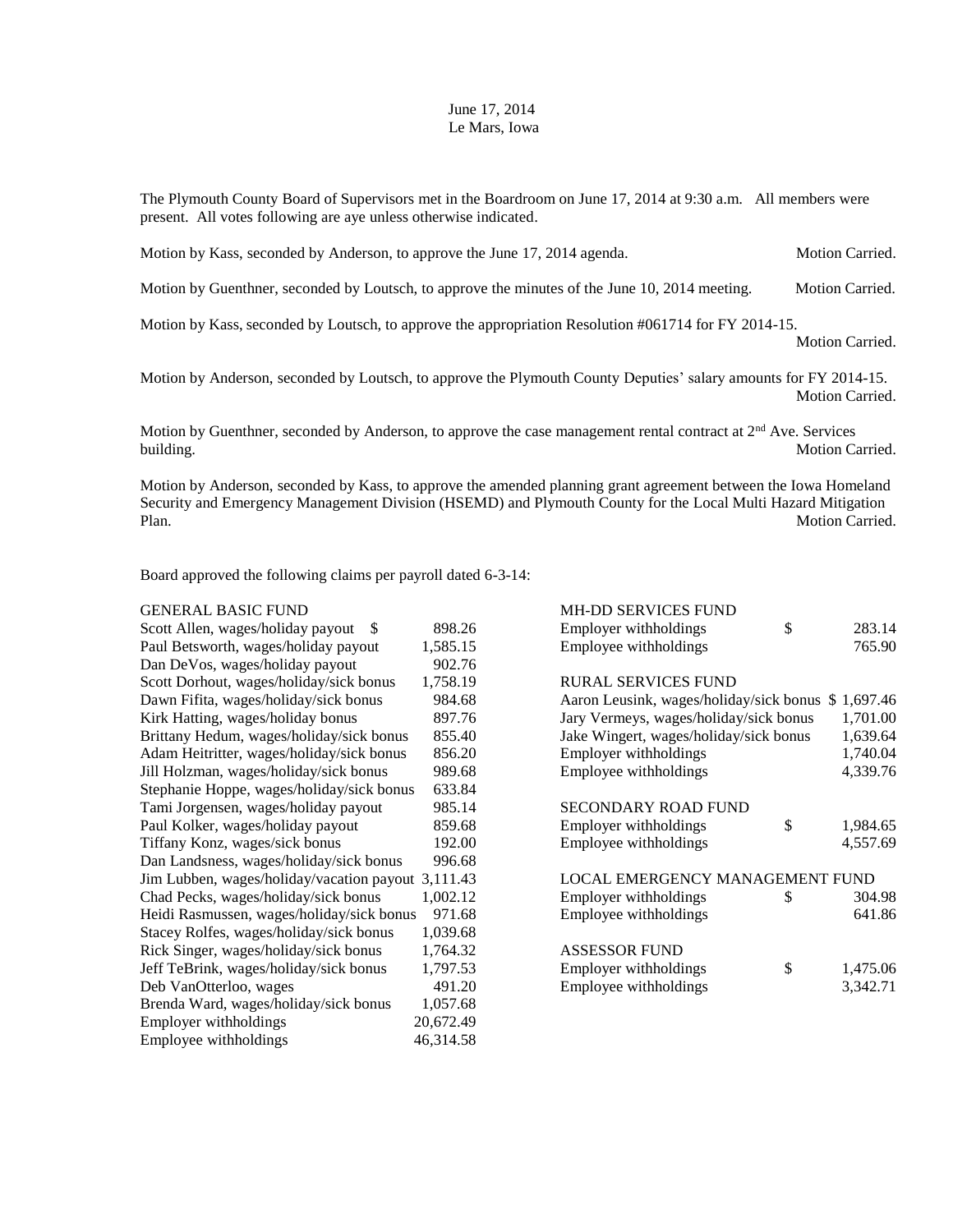June 17, 2014
Le Mars, Iowa

The Plymouth County Board of Supervisors met in the Boardroom on June 17, 2014 at 9:30 a.m. All members were present. All votes following are aye unless otherwise indicated.

Motion by Kass, seconded by Anderson, to approve the June 17, 2014 agenda. Motion Carried.

Motion by Guenthner, seconded by Loutsch, to approve the minutes of the June 10, 2014 meeting. Motion Carried.

Motion by Kass, seconded by Loutsch, to approve the appropriation Resolution #061714 for FY 2014-15. Motion Carried.

Motion by Anderson, seconded by Loutsch, to approve the Plymouth County Deputies' salary amounts for FY 2014-15. Motion Carried.

Motion by Guenthner, seconded by Anderson, to approve the case management rental contract at 2nd Ave. Services building. Motion Carried.

Motion by Anderson, seconded by Kass, to approve the amended planning grant agreement between the Iowa Homeland Security and Emergency Management Division (HSEMD) and Plymouth County for the Local Multi Hazard Mitigation Plan. Motion Carried.

Board approved the following claims per payroll dated 6-3-14:

GENERAL BASIC FUND

| | |
|---|---|
| Scott Allen, wages/holiday payout | $ 898.26 |
| Paul Betsworth, wages/holiday payout | 1,585.15 |
| Dan DeVos, wages/holiday payout | 902.76 |
| Scott Dorhout, wages/holiday/sick bonus | 1,758.19 |
| Dawn Fifita, wages/holiday/sick bonus | 984.68 |
| Kirk Hatting, wages/holiday bonus | 897.76 |
| Brittany Hedum, wages/holiday/sick bonus | 855.40 |
| Adam Heitritter, wages/holiday/sick bonus | 856.20 |
| Jill Holzman, wages/holiday/sick bonus | 989.68 |
| Stephanie Hoppe, wages/holiday/sick bonus | 633.84 |
| Tami Jorgensen, wages/holiday payout | 985.14 |
| Paul Kolker, wages/holiday payout | 859.68 |
| Tiffany Konz, wages/sick bonus | 192.00 |
| Dan Landsness, wages/holiday/sick bonus | 996.68 |
| Jim Lubben, wages/holiday/vacation payout | 3,111.43 |
| Chad Pecks, wages/holiday/sick bonus | 1,002.12 |
| Heidi Rasmussen, wages/holiday/sick bonus | 971.68 |
| Stacey Rolfes, wages/holiday/sick bonus | 1,039.68 |
| Rick Singer, wages/holiday/sick bonus | 1,764.32 |
| Jeff TeBrink, wages/holiday/sick bonus | 1,797.53 |
| Deb VanOtterloo, wages | 491.20 |
| Brenda Ward, wages/holiday/sick bonus | 1,057.68 |
| Employer withholdings | 20,672.49 |
| Employee withholdings | 46,314.58 |

MH-DD SERVICES FUND

| | |
|---|---|
| Employer withholdings | $ 283.14 |
| Employee withholdings | 765.90 |

RURAL SERVICES FUND

| | |
|---|---|
| Aaron Leusink, wages/holiday/sick bonus | $ 1,697.46 |
| Jary Vermeys, wages/holiday/sick bonus | 1,701.00 |
| Jake Wingert, wages/holiday/sick bonus | 1,639.64 |
| Employer withholdings | 1,740.04 |
| Employee withholdings | 4,339.76 |

SECONDARY ROAD FUND

| | |
|---|---|
| Employer withholdings | $ 1,984.65 |
| Employee withholdings | 4,557.69 |

LOCAL EMERGENCY MANAGEMENT FUND

| | |
|---|---|
| Employer withholdings | $ 304.98 |
| Employee withholdings | 641.86 |

ASSESSOR FUND

| | |
|---|---|
| Employer withholdings | $ 1,475.06 |
| Employee withholdings | 3,342.71 |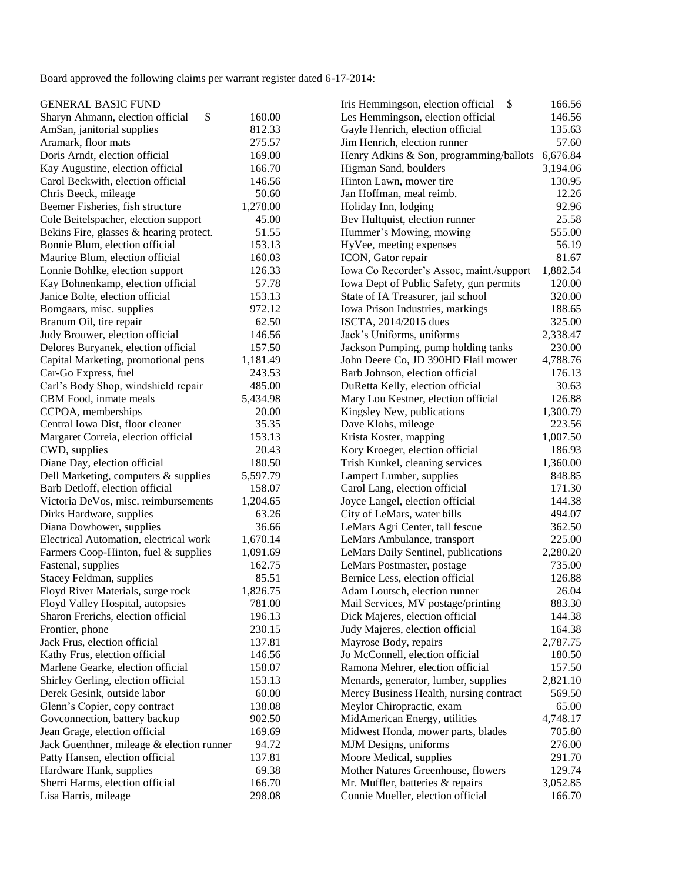Board approved the following claims per warrant register dated 6-17-2014:

GENERAL BASIC FUND

| Vendor | Amount |
|---|---|
| Sharyn Ahmann, election official | $ 160.00 |
| AmSan, janitorial supplies | 812.33 |
| Aramark, floor mats | 275.57 |
| Doris Arndt, election official | 169.00 |
| Kay Augustine, election official | 166.70 |
| Carol Beckwith, election official | 146.56 |
| Chris Beeck, mileage | 50.60 |
| Beemer Fisheries, fish structure | 1,278.00 |
| Cole Beitelspacher, election support | 45.00 |
| Bekins Fire, glasses & hearing protect. | 51.55 |
| Bonnie Blum, election official | 153.13 |
| Maurice Blum, election official | 160.03 |
| Lonnie Bohlke, election support | 126.33 |
| Kay Bohnenkamp, election official | 57.78 |
| Janice Bolte, election official | 153.13 |
| Bomgaars, misc. supplies | 972.12 |
| Branum Oil, tire repair | 62.50 |
| Judy Brouwer, election official | 146.56 |
| Delores Buryanek, election official | 157.50 |
| Capital Marketing, promotional pens | 1,181.49 |
| Car-Go Express, fuel | 243.53 |
| Carl's Body Shop, windshield repair | 485.00 |
| CBM Food, inmate meals | 5,434.98 |
| CCPOA, memberships | 20.00 |
| Central Iowa Dist, floor cleaner | 35.35 |
| Margaret Correia, election official | 153.13 |
| CWD, supplies | 20.43 |
| Diane Day, election official | 180.50 |
| Dell Marketing, computers & supplies | 5,597.79 |
| Barb Detloff, election official | 158.07 |
| Victoria DeVos, misc. reimbursements | 1,204.65 |
| Dirks Hardware, supplies | 63.26 |
| Diana Dowhower, supplies | 36.66 |
| Electrical Automation, electrical work | 1,670.14 |
| Farmers Coop-Hinton, fuel & supplies | 1,091.69 |
| Fastenal, supplies | 162.75 |
| Stacey Feldman, supplies | 85.51 |
| Floyd River Materials, surge rock | 1,826.75 |
| Floyd Valley Hospital, autopsies | 781.00 |
| Sharon Frerichs, election official | 196.13 |
| Frontier, phone | 230.15 |
| Jack Frus, election official | 137.81 |
| Kathy Frus, election official | 146.56 |
| Marlene Gearke, election official | 158.07 |
| Shirley Gerling, election official | 153.13 |
| Derek Gesink, outside labor | 60.00 |
| Glenn's Copier, copy contract | 138.08 |
| Govconnection, battery backup | 902.50 |
| Jean Grage, election official | 169.69 |
| Jack Guenthner, mileage & election runner | 94.72 |
| Patty Hansen, election official | 137.81 |
| Hardware Hank, supplies | 69.38 |
| Sherri Harms, election official | 166.70 |
| Lisa Harris, mileage | 298.08 |
| Iris Hemmingson, election official | $ 166.56 |
| Les Hemmingson, election official | 146.56 |
| Gayle Henrich, election official | 135.63 |
| Jim Henrich, election runner | 57.60 |
| Henry Adkins & Son, programming/ballots | 6,676.84 |
| Higman Sand, boulders | 3,194.06 |
| Hinton Lawn, mower tire | 130.95 |
| Jan Hoffman, meal reimb. | 12.26 |
| Holiday Inn, lodging | 92.96 |
| Bev Hultquist, election runner | 25.58 |
| Hummer's Mowing, mowing | 555.00 |
| HyVee, meeting expenses | 56.19 |
| ICON, Gator repair | 81.67 |
| Iowa Co Recorder's Assoc, maint./support | 1,882.54 |
| Iowa Dept of Public Safety, gun permits | 120.00 |
| State of IA Treasurer, jail school | 320.00 |
| Iowa Prison Industries, markings | 188.65 |
| ISCTA, 2014/2015 dues | 325.00 |
| Jack's Uniforms, uniforms | 2,338.47 |
| Jackson Pumping, pump holding tanks | 230.00 |
| John Deere Co, JD 390HD Flail mower | 4,788.76 |
| Barb Johnson, election official | 176.13 |
| DuRetta Kelly, election official | 30.63 |
| Mary Lou Kestner, election official | 126.88 |
| Kingsley New, publications | 1,300.79 |
| Dave Klohs, mileage | 223.56 |
| Krista Koster, mapping | 1,007.50 |
| Kory Kroeger, election official | 186.93 |
| Trish Kunkel, cleaning services | 1,360.00 |
| Lampert Lumber, supplies | 848.85 |
| Carol Lang, election official | 171.30 |
| Joyce Langel, election official | 144.38 |
| City of LeMars, water bills | 494.07 |
| LeMars Agri Center, tall fescue | 362.50 |
| LeMars Ambulance, transport | 225.00 |
| LeMars Daily Sentinel, publications | 2,280.20 |
| LeMars Postmaster, postage | 735.00 |
| Bernice Less, election official | 126.88 |
| Adam Loutsch, election runner | 26.04 |
| Mail Services, MV postage/printing | 883.30 |
| Dick Majeres, election official | 144.38 |
| Judy Majeres, election official | 164.38 |
| Mayrose Body, repairs | 2,787.75 |
| Jo McConnell, election official | 180.50 |
| Ramona Mehrer, election official | 157.50 |
| Menards, generator, lumber, supplies | 2,821.10 |
| Mercy Business Health, nursing contract | 569.50 |
| Meylor Chiropractic, exam | 65.00 |
| MidAmerican Energy, utilities | 4,748.17 |
| Midwest Honda, mower parts, blades | 705.80 |
| MJM Designs, uniforms | 276.00 |
| Moore Medical, supplies | 291.70 |
| Mother Natures Greenhouse, flowers | 129.74 |
| Mr. Muffler, batteries & repairs | 3,052.85 |
| Connie Mueller, election official | 166.70 |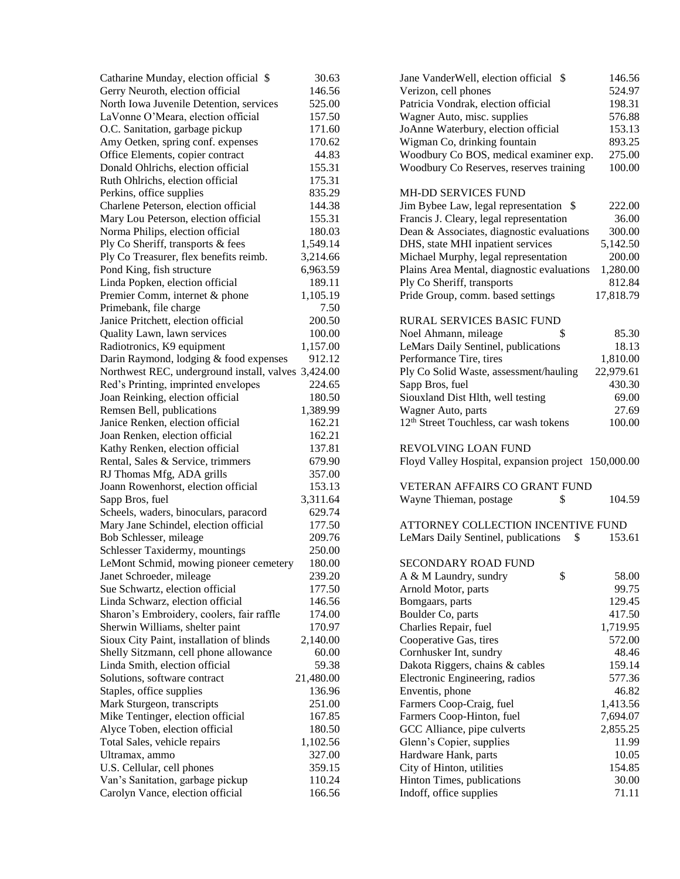| | |
|---|---|
| Catharine Munday, election official $ | 30.63 |
| Gerry Neuroth, election official | 146.56 |
| North Iowa Juvenile Detention, services | 525.00 |
| LaVonne O'Meara, election official | 157.50 |
| O.C. Sanitation, garbage pickup | 171.60 |
| Amy Oetken, spring conf. expenses | 170.62 |
| Office Elements, copier contract | 44.83 |
| Donald Ohlrichs, election official | 155.31 |
| Ruth Ohlrichs, election official | 175.31 |
| Perkins, office supplies | 835.29 |
| Charlene Peterson, election official | 144.38 |
| Mary Lou Peterson, election official | 155.31 |
| Norma Philips, election official | 180.03 |
| Ply Co Sheriff, transports & fees | 1,549.14 |
| Ply Co Treasurer, flex benefits reimb. | 3,214.66 |
| Pond King, fish structure | 6,963.59 |
| Linda Popken, election official | 189.11 |
| Premier Comm, internet & phone | 1,105.19 |
| Primebank, file charge | 7.50 |
| Janice Pritchett, election official | 200.50 |
| Quality Lawn, lawn services | 100.00 |
| Radiotronics, K9 equipment | 1,157.00 |
| Darin Raymond, lodging & food expenses | 912.12 |
| Northwest REC, underground install, valves | 3,424.00 |
| Red's Printing, imprinted envelopes | 224.65 |
| Joan Reinking, election official | 180.50 |
| Remsen Bell, publications | 1,389.99 |
| Janice Renken, election official | 162.21 |
| Joan Renken, election official | 162.21 |
| Kathy Renken, election official | 137.81 |
| Rental, Sales & Service, trimmers | 679.90 |
| RJ Thomas Mfg, ADA grills | 357.00 |
| Joann Rowenhorst, election official | 153.13 |
| Sapp Bros, fuel | 3,311.64 |
| Scheels, waders, binoculars, paracord | 629.74 |
| Mary Jane Schindel, election official | 177.50 |
| Bob Schlesser, mileage | 209.76 |
| Schlesser Taxidermy, mountings | 250.00 |
| LeMont Schmid, mowing pioneer cemetery | 180.00 |
| Janet Schroeder, mileage | 239.20 |
| Sue Schwartz, election official | 177.50 |
| Linda Schwarz, election official | 146.56 |
| Sharon's Embroidery, coolers, fair raffle | 174.00 |
| Sherwin Williams, shelter paint | 170.97 |
| Sioux City Paint, installation of blinds | 2,140.00 |
| Shelly Sitzmann, cell phone allowance | 60.00 |
| Linda Smith, election official | 59.38 |
| Solutions, software contract | 21,480.00 |
| Staples, office supplies | 136.96 |
| Mark Sturgeon, transcripts | 251.00 |
| Mike Tentinger, election official | 167.85 |
| Alyce Toben, election official | 180.50 |
| Total Sales, vehicle repairs | 1,102.56 |
| Ultramax, ammo | 327.00 |
| U.S. Cellular, cell phones | 359.15 |
| Van's Sanitation, garbage pickup | 110.24 |
| Carolyn Vance, election official | 166.56 |
| Jane VanderWell, election official $ | 146.56 |
| Verizon, cell phones | 524.97 |
| Patricia Vondrak, election official | 198.31 |
| Wagner Auto, misc. supplies | 576.88 |
| JoAnne Waterbury, election official | 153.13 |
| Wigman Co, drinking fountain | 893.25 |
| Woodbury Co BOS, medical examiner exp. | 275.00 |
| Woodbury Co Reserves, reserves training | 100.00 |

MH-DD SERVICES FUND

| | |
|---|---|
| Jim Bybee Law, legal representation $ | 222.00 |
| Francis J. Cleary, legal representation | 36.00 |
| Dean & Associates, diagnostic evaluations | 300.00 |
| DHS, state MHI inpatient services | 5,142.50 |
| Michael Murphy, legal representation | 200.00 |
| Plains Area Mental, diagnostic evaluations | 1,280.00 |
| Ply Co Sheriff, transports | 812.84 |
| Pride Group, comm. based settings | 17,818.79 |

RURAL SERVICES BASIC FUND

| | |
|---|---|
| Noel Ahmann, mileage $ | 85.30 |
| LeMars Daily Sentinel, publications | 18.13 |
| Performance Tire, tires | 1,810.00 |
| Ply Co Solid Waste, assessment/hauling | 22,979.61 |
| Sapp Bros, fuel | 430.30 |
| Siouxland Dist Hlth, well testing | 69.00 |
| Wagner Auto, parts | 27.69 |
| 12th Street Touchless, car wash tokens | 100.00 |

REVOLVING LOAN FUND

| | |
|---|---|
| Floyd Valley Hospital, expansion project | 150,000.00 |

VETERAN AFFAIRS CO GRANT FUND

| | |
|---|---|
| Wayne Thieman, postage $ | 104.59 |

ATTORNEY COLLECTION INCENTIVE FUND

| | |
|---|---|
| LeMars Daily Sentinel, publications $ | 153.61 |

SECONDARY ROAD FUND

| | |
|---|---|
| A & M Laundry, sundry $ | 58.00 |
| Arnold Motor, parts | 99.75 |
| Bomgaars, parts | 129.45 |
| Boulder Co, parts | 417.50 |
| Charlies Repair, fuel | 1,719.95 |
| Cooperative Gas, tires | 572.00 |
| Cornhusker Int, sundry | 48.46 |
| Dakota Riggers, chains & cables | 159.14 |
| Electronic Engineering, radios | 577.36 |
| Enventis, phone | 46.82 |
| Farmers Coop-Craig, fuel | 1,413.56 |
| Farmers Coop-Hinton, fuel | 7,694.07 |
| GCC Alliance, pipe culverts | 2,855.25 |
| Glenn's Copier, supplies | 11.99 |
| Hardware Hank, parts | 10.05 |
| City of Hinton, utilities | 154.85 |
| Hinton Times, publications | 30.00 |
| Indoff, office supplies | 71.11 |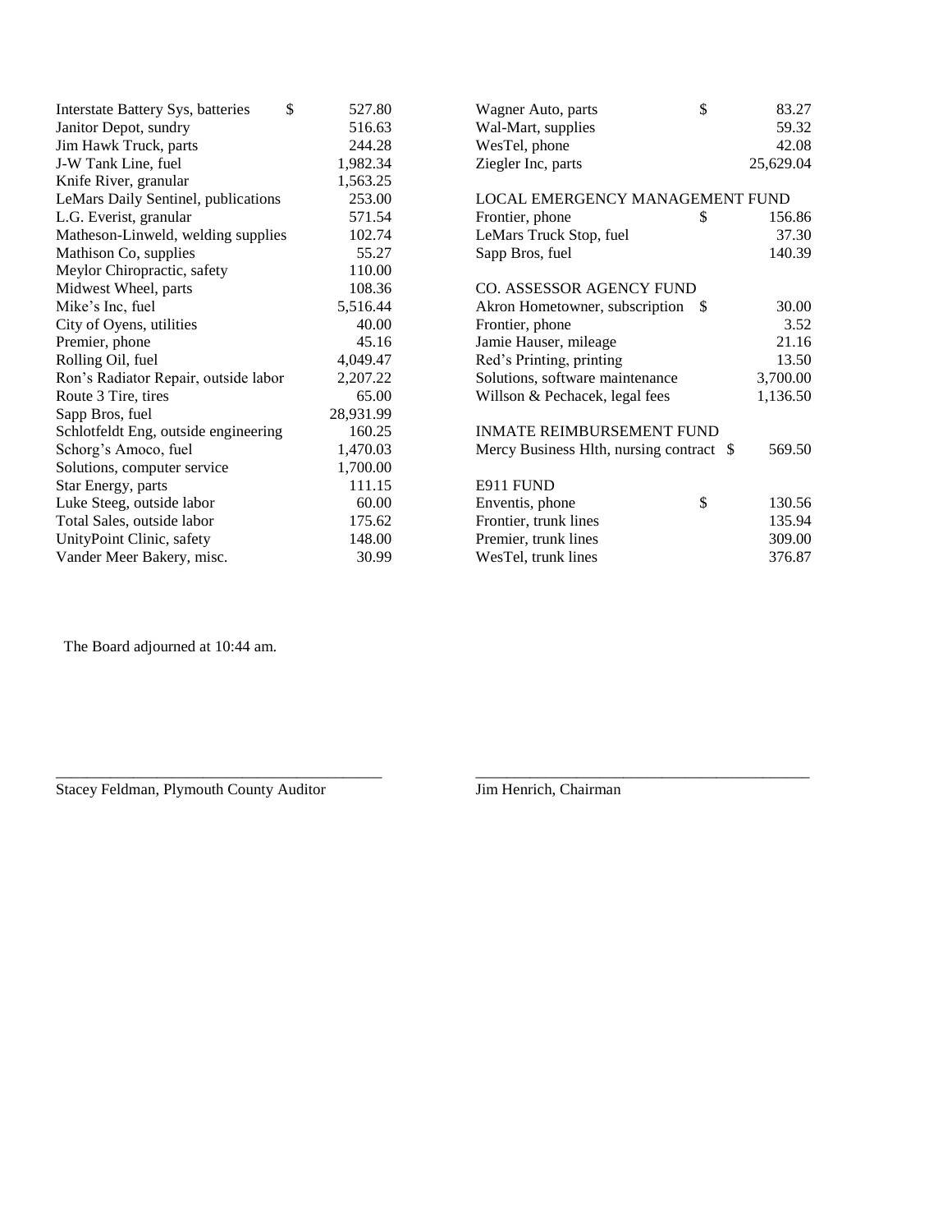| | |
|---|---|
| Interstate Battery Sys, batteries | $ 527.80 |
| Janitor Depot, sundry | 516.63 |
| Jim Hawk Truck, parts | 244.28 |
| J-W Tank Line, fuel | 1,982.34 |
| Knife River, granular | 1,563.25 |
| LeMars Daily Sentinel, publications | 253.00 |
| L.G. Everist, granular | 571.54 |
| Matheson-Linweld, welding supplies | 102.74 |
| Mathison Co, supplies | 55.27 |
| Meylor Chiropractic, safety | 110.00 |
| Midwest Wheel, parts | 108.36 |
| Mike's Inc, fuel | 5,516.44 |
| City of Oyens, utilities | 40.00 |
| Premier, phone | 45.16 |
| Rolling Oil, fuel | 4,049.47 |
| Ron's Radiator Repair, outside labor | 2,207.22 |
| Route 3 Tire, tires | 65.00 |
| Sapp Bros, fuel | 28,931.99 |
| Schlotfeldt Eng, outside engineering | 160.25 |
| Schorg's Amoco, fuel | 1,470.03 |
| Solutions, computer service | 1,700.00 |
| Star Energy, parts | 111.15 |
| Luke Steeg, outside labor | 60.00 |
| Total Sales, outside labor | 175.62 |
| UnityPoint Clinic, safety | 148.00 |
| Vander Meer Bakery, misc. | 30.99 |
| Wagner Auto, parts | $ 83.27 |
| Wal-Mart, supplies | 59.32 |
| WesTel, phone | 42.08 |
| Ziegler Inc, parts | 25,629.04 |

LOCAL EMERGENCY MANAGEMENT FUND

| | |
|---|---|
| Frontier, phone | $ 156.86 |
| LeMars Truck Stop, fuel | 37.30 |
| Sapp Bros, fuel | 140.39 |

CO. ASSESSOR AGENCY FUND

| | |
|---|---|
| Akron Hometowner, subscription | $ 30.00 |
| Frontier, phone | 3.52 |
| Jamie Hauser, mileage | 21.16 |
| Red's Printing, printing | 13.50 |
| Solutions, software maintenance | 3,700.00 |
| Willson & Pechacek, legal fees | 1,136.50 |

INMATE REIMBURSEMENT FUND

| | |
|---|---|
| Mercy Business Hlth, nursing contract | $ 569.50 |

E911 FUND

| | |
|---|---|
| Enventis, phone | $ 130.56 |
| Frontier, trunk lines | 135.94 |
| Premier, trunk lines | 309.00 |
| WesTel, trunk lines | 376.87 |

The Board adjourned at 10:44 am.

\_\_\_\_\_\_\_\_\_\_\_\_\_\_\_\_\_\_\_\_\_\_\_\_\_\_\_\_\_\_\_\_\_\_\_\_\_\_\_\_
Stacey Feldman, Plymouth County Auditor

\_\_\_\_\_\_\_\_\_\_\_\_\_\_\_\_\_\_\_\_\_\_\_\_\_\_\_\_\_\_\_\_\_\_\_\_\_\_\_\_
Jim Henrich, Chairman